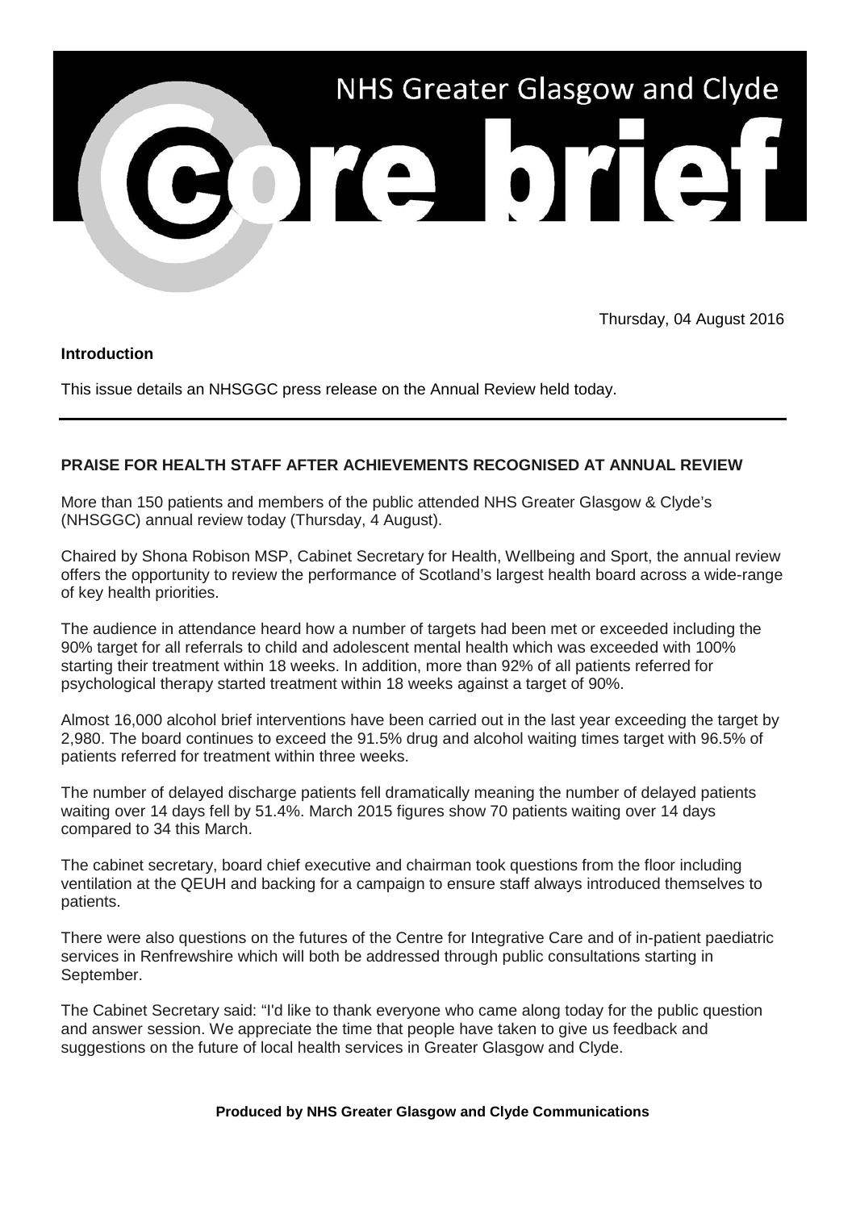# NHS Greater Glasgow and Clyde

# core brief

Thursday, 04 August 2016

**Introduction**

This issue details an NHSGGC press release on the Annual Review held today.

---

## PRAISE FOR HEALTH STAFF AFTER ACHIEVEMENTS RECOGNISED AT ANNUAL REVIEW

More than 150 patients and members of the public attended NHS Greater Glasgow & Clyde's (NHSGGC) annual review today (Thursday, 4 August).

Chaired by Shona Robison MSP, Cabinet Secretary for Health, Wellbeing and Sport, the annual review offers the opportunity to review the performance of Scotland's largest health board across a wide-range of key health priorities.

The audience in attendance heard how a number of targets had been met or exceeded including the 90% target for all referrals to child and adolescent mental health which was exceeded with 100% starting their treatment within 18 weeks. In addition, more than 92% of all patients referred for psychological therapy started treatment within 18 weeks against a target of 90%.

Almost 16,000 alcohol brief interventions have been carried out in the last year exceeding the target by 2,980. The board continues to exceed the 91.5% drug and alcohol waiting times target with 96.5% of patients referred for treatment within three weeks.

The number of delayed discharge patients fell dramatically meaning the number of delayed patients waiting over 14 days fell by 51.4%. March 2015 figures show 70 patients waiting over 14 days compared to 34 this March.

The cabinet secretary, board chief executive and chairman took questions from the floor including ventilation at the QEUH and backing for a campaign to ensure staff always introduced themselves to patients.

There were also questions on the futures of the Centre for Integrative Care and of in-patient paediatric services in Renfrewshire which will both be addressed through public consultations starting in September.

The Cabinet Secretary said: "I'd like to thank everyone who came along today for the public question and answer session. We appreciate the time that people have taken to give us feedback and suggestions on the future of local health services in Greater Glasgow and Clyde.

**Produced by NHS Greater Glasgow and Clyde Communications**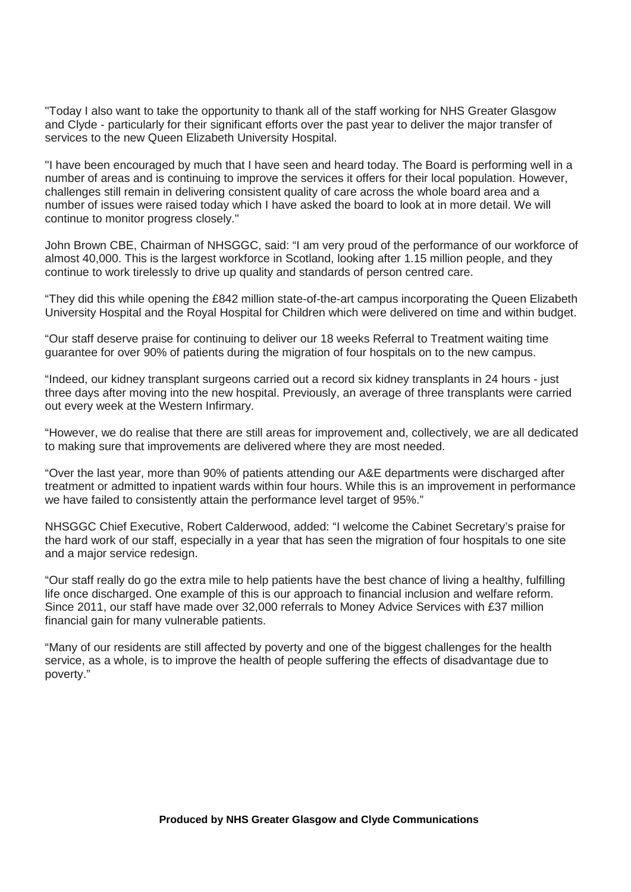"Today I also want to take the opportunity to thank all of the staff working for NHS Greater Glasgow and Clyde - particularly for their significant efforts over the past year to deliver the major transfer of services to the new Queen Elizabeth University Hospital.

"I have been encouraged by much that I have seen and heard today. The Board is performing well in a number of areas and is continuing to improve the services it offers for their local population. However, challenges still remain in delivering consistent quality of care across the whole board area and a number of issues were raised today which I have asked the board to look at in more detail. We will continue to monitor progress closely."

John Brown CBE, Chairman of NHSGGC, said: "I am very proud of the performance of our workforce of almost 40,000. This is the largest workforce in Scotland, looking after 1.15 million people, and they continue to work tirelessly to drive up quality and standards of person centred care.

"They did this while opening the £842 million state-of-the-art campus incorporating the Queen Elizabeth University Hospital and the Royal Hospital for Children which were delivered on time and within budget.

"Our staff deserve praise for continuing to deliver our 18 weeks Referral to Treatment waiting time guarantee for over 90% of patients during the migration of four hospitals on to the new campus.

"Indeed, our kidney transplant surgeons carried out a record six kidney transplants in 24 hours - just three days after moving into the new hospital. Previously, an average of three transplants were carried out every week at the Western Infirmary.

"However, we do realise that there are still areas for improvement and, collectively, we are all dedicated to making sure that improvements are delivered where they are most needed.

"Over the last year, more than 90% of patients attending our A&E departments were discharged after treatment or admitted to inpatient wards within four hours. While this is an improvement in performance we have failed to consistently attain the performance level target of 95%."

NHSGGC Chief Executive, Robert Calderwood, added: "I welcome the Cabinet Secretary's praise for the hard work of our staff, especially in a year that has seen the migration of four hospitals to one site and a major service redesign.

"Our staff really do go the extra mile to help patients have the best chance of living a healthy, fulfilling life once discharged. One example of this is our approach to financial inclusion and welfare reform. Since 2011, our staff have made over 32,000 referrals to Money Advice Services with £37 million financial gain for many vulnerable patients.

"Many of our residents are still affected by poverty and one of the biggest challenges for the health service, as a whole, is to improve the health of people suffering the effects of disadvantage due to poverty."

**Produced by NHS Greater Glasgow and Clyde Communications**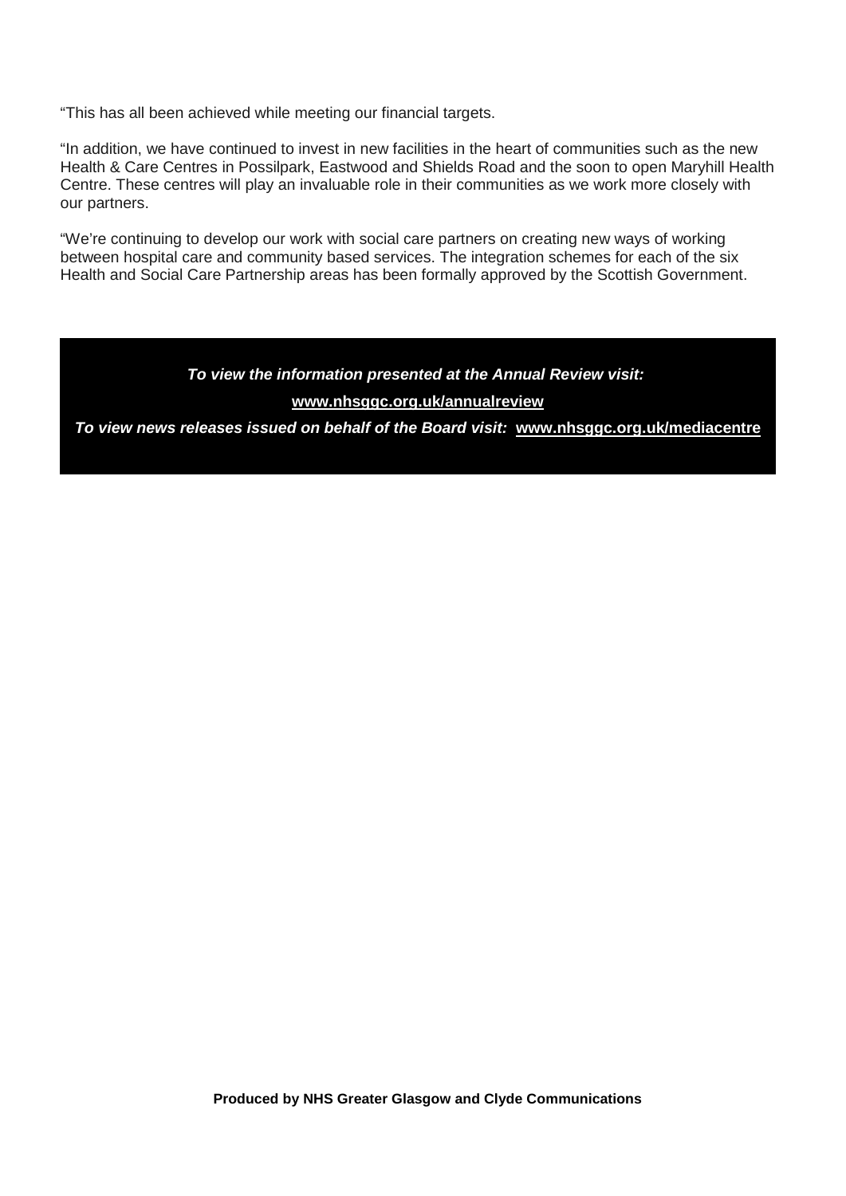"This has all been achieved while meeting our financial targets.

"In addition, we have continued to invest in new facilities in the heart of communities such as the new Health & Care Centres in Possilpark, Eastwood and Shields Road and the soon to open Maryhill Health Centre. These centres will play an invaluable role in their communities as we work more closely with our partners.

"We're continuing to develop our work with social care partners on creating new ways of working between hospital care and community based services. The integration schemes for each of the six Health and Social Care Partnership areas has been formally approved by the Scottish Government.

***To view the information presented at the Annual Review visit:***

**www.nhsggc.org.uk/annualreview**

***To view news releases issued on behalf of the Board visit:*** **www.nhsggc.org.uk/mediacentre**

**Produced by NHS Greater Glasgow and Clyde Communications**